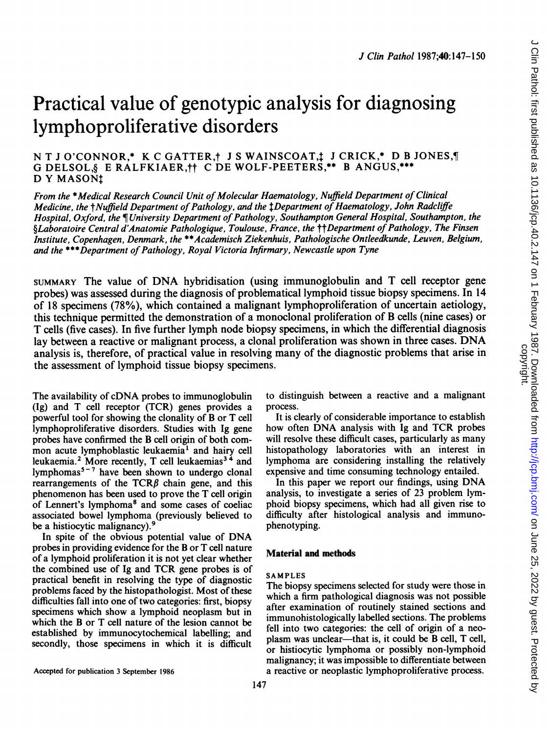# Practical value of genotypic analysis for diagnosing lymphoproliferative disorders

N T J O'CONNOR,* K C GATTER,† J S WAINSCOAT,‡ J CRICK,* D B JONES,¶ G DELSOL,§ E RALFKIAER,†† C DE WOLF-PEETERS,** B ANGUS,*** D Y MASON‡

*From the \*Medical Research Council Unit of Molecular Haematology, Nuffield Department of Clinical Medicine, the †Nuffield Department of Pathology, and the ‡Department of Haematology, John Radcliffe Hospital, Oxford, the ¶University Department of Pathology, Southampton General Hospital, Southampton, the §Laboratoire Central d'Anatomie Pathologique, Toulouse, France, the ††Department of Pathology, The Finsen Institute, Copenhagen, Denmark, the \*\*Academisch Ziekenhuis, Pathologische Ontleedkunde, Leuven, Belgium, and the \*\*\*Department of Pathology, Royal Victoria Infirmary, Newcastle upon Tyne*

SUMMARY The value of DNA hybridisation (using immunoglobulin and T cell receptor gene probes) was assessed during the diagnosis of problematical lymphoid tissue biopsy specimens. In 14 of 18 specimens (78%), which contained a malignant lymphoproliferation of uncertain aetiology, this technique permitted the demonstration of a monoclonal proliferation of B cells (nine cases) or T cells (five cases). In five further lymph node biopsy specimens, in which the differential diagnosis lay between a reactive or malignant process, a clonal proliferation was shown in three cases. DNA analysis is, therefore, of practical value in resolving many of the diagnostic problems that arise in the assessment of lymphoid tissue biopsy specimens.

The availability of cDNA probes to immunoglobulin (Ig) and T cell receptor (TCR) genes provides a powerful tool for showing the clonality of B or T cell lymphoproliferative disorders. Studies with Ig gene probes have confirmed the B cell origin of both common acute lymphoblastic leukaemia[1] and hairy cell leukaemia.[2] More recently, T cell leukaemias[3,4] and lymphomas[5-7] have been shown to undergo clonal rearrangements of the TCR$\beta$ chain gene, and this phenomenon has been used to prove the T cell origin of Lennert's lymphoma[8] and some cases of coeliac associated bowel lymphoma (previously believed to be a histiocytic malignancy).[9]

In spite of the obvious potential value of DNA probes in providing evidence for the B or T cell nature of a lymphoid proliferation it is not yet clear whether the combined use of Ig and TCR gene probes is of practical benefit in resolving the type of diagnostic problems faced by the histopathologist. Most of these difficulties fall into one of two categories: first, biopsy specimens which show a lymphoid neoplasm but in which the B or T cell nature of the lesion cannot be established by immunocytochemical labelling; and secondly, those specimens in which it is difficult to distinguish between a reactive and a malignant process.

It is clearly of considerable importance to establish how often DNA analysis with Ig and TCR probes will resolve these difficult cases, particularly as many histopathology laboratories with an interest in lymphoma are considering installing the relatively expensive and time consuming technology entailed.

In this paper we report our findings, using DNA analysis, to investigate a series of 23 problem lymphoid biopsy specimens, which had all given rise to difficulty after histological analysis and immunophenotyping.

## Material and methods

### SAMPLES

The biopsy specimens selected for study were those in which a firm pathological diagnosis was not possible after examination of routinely stained sections and immunohistologically labelled sections. The problems fell into two categories: the cell of origin of a neoplasm was unclear—that is, it could be B cell, T cell, or histiocytic lymphoma or possibly non-lymphoid malignancy; it was impossible to differentiate between a reactive or neoplastic lymphoproliferative process.

Accepted for publication 3 September 1986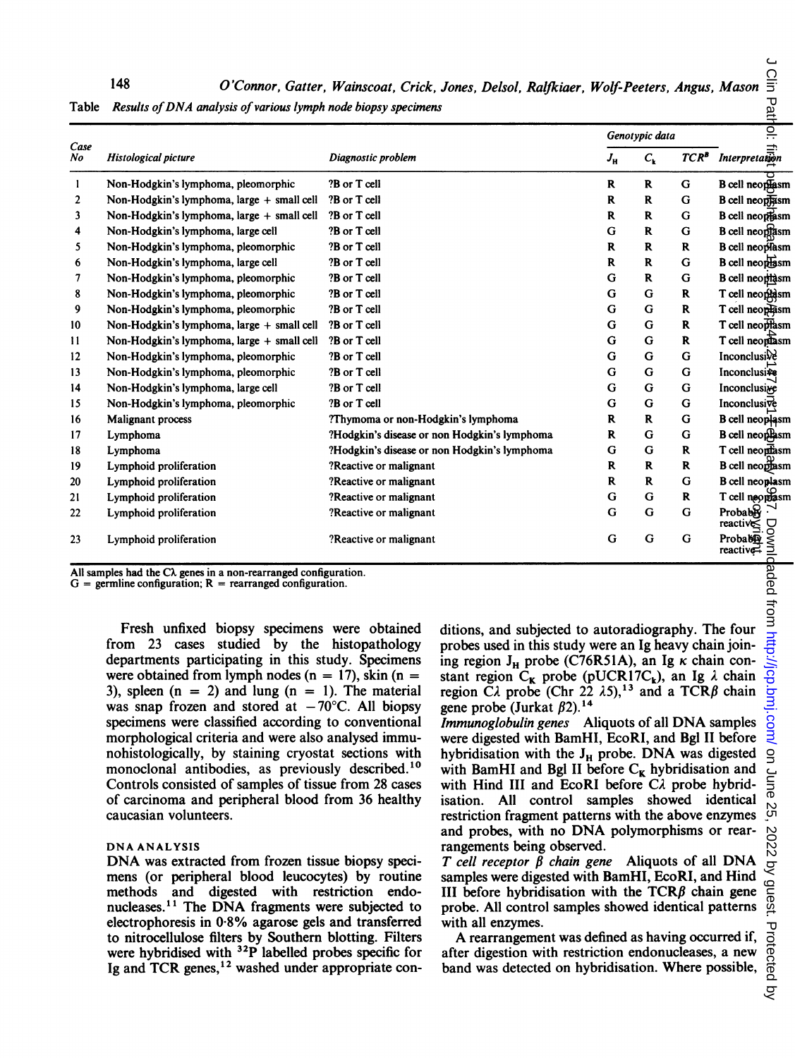Table Results of DNA analysis of various lymph node biopsy specimens

| Case No | Histological picture | Diagnostic problem | Genotypic data | | | Interpretation |
|---|---|---|---|---|---|---|
| | | | $J_H$ | $C_\kappa$ | $TCR^\beta$ | |
| 1 | Non-Hodgkin's lymphoma, pleomorphic | ?B or T cell | R | R | G | B cell neoplasm |
| 2 | Non-Hodgkin's lymphoma, large + small cell | ?B or T cell | R | R | G | B cell neoplasm |
| 3 | Non-Hodgkin's lymphoma, large + small cell | ?B or T cell | R | R | G | B cell neoplasm |
| 4 | Non-Hodgkin's lymphoma, large cell | ?B or T cell | G | R | G | B cell neoplasm |
| 5 | Non-Hodgkin's lymphoma, pleomorphic | ?B or T cell | R | R | R | B cell neoplasm |
| 6 | Non-Hodgkin's lymphoma, large cell | ?B or T cell | R | R | G | B cell neoplasm |
| 7 | Non-Hodgkin's lymphoma, pleomorphic | ?B or T cell | G | R | G | B cell neoplasm |
| 8 | Non-Hodgkin's lymphoma, pleomorphic | ?B or T cell | G | G | R | T cell neoplasm |
| 9 | Non-Hodgkin's lymphoma, pleomorphic | ?B or T cell | G | G | R | T cell neoplasm |
| 10 | Non-Hodgkin's lymphoma, large + small cell | ?B or T cell | G | G | R | T cell neoplasm |
| 11 | Non-Hodgkin's lymphoma, large + small cell | ?B or T cell | G | G | R | T cell neoplasm |
| 12 | Non-Hodgkin's lymphoma, pleomorphic | ?B or T cell | G | G | G | Inconclusive |
| 13 | Non-Hodgkin's lymphoma, pleomorphic | ?B or T cell | G | G | G | Inconclusive |
| 14 | Non-Hodgkin's lymphoma, large cell | ?B or T cell | G | G | G | Inconclusive |
| 15 | Non-Hodgkin's lymphoma, pleomorphic | ?B or T cell | G | G | G | Inconclusive |
| 16 | Malignant process | ?Thymoma or non-Hodgkin's lymphoma | R | R | G | B cell neoplasm |
| 17 | Lymphoma | ?Hodgkin's disease or non Hodgkin's lymphoma | R | G | G | B cell neoplasm |
| 18 | Lymphoma | ?Hodgkin's disease or non Hodgkin's lymphoma | G | G | R | T cell neoplasm |
| 19 | Lymphoid proliferation | ?Reactive or malignant | R | R | R | B cell neoplasm |
| 20 | Lymphoid proliferation | ?Reactive or malignant | R | R | G | B cell neoplasm |
| 21 | Lymphoid proliferation | ?Reactive or malignant | G | G | R | T cell neoplasm |
| 22 | Lymphoid proliferation | ?Reactive or malignant | G | G | G | Probably reactive |
| 23 | Lymphoid proliferation | ?Reactive or malignant | G | G | G | Probably reactive |

All samples had the $C\lambda$ genes in a non-rearranged configuration.
G = germline configuration; R = rearranged configuration.

Fresh unfixed biopsy specimens were obtained from 23 cases studied by the histopathology departments participating in this study. Specimens were obtained from lymph nodes (n = 17), skin (n = 3), spleen (n = 2) and lung (n = 1). The material was snap frozen and stored at −70°C. All biopsy specimens were classified according to conventional morphological criteria and were also analysed immunohistologically, by staining cryostat sections with monoclonal antibodies, as previously described.[10] Controls consisted of samples of tissue from 28 cases of carcinoma and peripheral blood from 36 healthy caucasian volunteers.

### DNA ANALYSIS

DNA was extracted from frozen tissue biopsy specimens (or peripheral blood leucocytes) by routine methods and digested with restriction endonucleases.[11] The DNA fragments were subjected to electrophoresis in 0·8% agarose gels and transferred to nitrocellulose filters by Southern blotting. Filters were hybridised with $^{32}P$ labelled probes specific for Ig and TCR genes,[12] washed under appropriate conditions, and subjected to autoradiography. The four probes used in this study were an Ig heavy chain joining region $J_H$ probe (C76R51A), an Ig $\kappa$ chain constant region $C_\kappa$ probe (pUCR17$C_\kappa$), an Ig $\lambda$ chain region $C\lambda$ probe (Chr 22 $\lambda$5),[13] and a TCR$\beta$ chain gene probe (Jurkat $\beta$2).[14]

*Immunoglobulin genes* Aliquots of all DNA samples were digested with BamHI, EcoRI, and Bgl II before hybridisation with the $J_H$ probe. DNA was digested with BamHI and Bgl II before $C_\kappa$ hybridisation and with Hind III and EcoRI before $C\lambda$ probe hybridisation. All control samples showed identical restriction fragment patterns with the above enzymes and probes, with no DNA polymorphisms or rearrangements being observed.

*T cell receptor β chain gene* Aliquots of all DNA samples were digested with BamHI, EcoRI, and Hind III before hybridisation with the TCR$\beta$ chain gene probe. All control samples showed identical patterns with all enzymes.

A rearrangement was defined as having occurred if, after digestion with restriction endonucleases, a new band was detected on hybridisation. Where possible,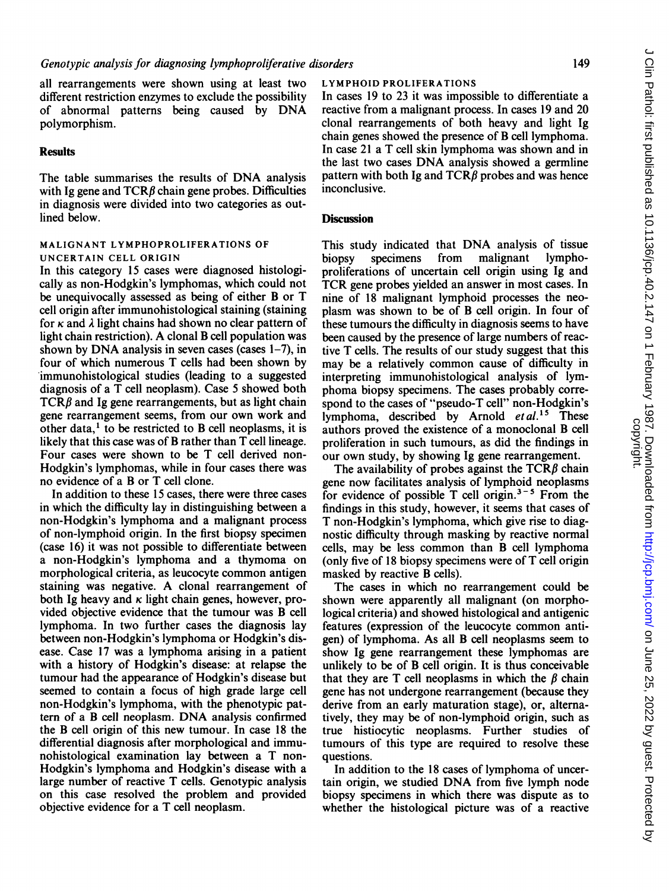all rearrangements were shown using at least two different restriction enzymes to exclude the possibility of abnormal patterns being caused by DNA polymorphism.

## Results

The table summarises the results of DNA analysis with Ig gene and TCR$\beta$ chain gene probes. Difficulties in diagnosis were divided into two categories as outlined below.

### MALIGNANT LYMPHOPROLIFERATIONS OF UNCERTAIN CELL ORIGIN

In this category 15 cases were diagnosed histologically as non-Hodgkin's lymphomas, which could not be unequivocally assessed as being of either B or T cell origin after immunohistological staining (staining for $\kappa$ and $\lambda$ light chains had shown no clear pattern of light chain restriction). A clonal B cell population was shown by DNA analysis in seven cases (cases 1–7), in four of which numerous T cells had been shown by immunohistological studies (leading to a suggested diagnosis of a T cell neoplasm). Case 5 showed both TCR$\beta$ and Ig gene rearrangements, but as light chain gene rearrangement seems, from our own work and other data,[1] to be restricted to B cell neoplasms, it is likely that this case was of B rather than T cell lineage. Four cases were shown to be T cell derived non-Hodgkin's lymphomas, while in four cases there was no evidence of a B or T cell clone.

In addition to these 15 cases, there were three cases in which the difficulty lay in distinguishing between a non-Hodgkin's lymphoma and a malignant process of non-lymphoid origin. In the first biopsy specimen (case 16) it was not possible to differentiate between a non-Hodgkin's lymphoma and a thymoma on morphological criteria, as leucocyte common antigen staining was negative. A clonal rearrangement of both Ig heavy and $\kappa$ light chain genes, however, provided objective evidence that the tumour was B cell lymphoma. In two further cases the diagnosis lay between non-Hodgkin's lymphoma or Hodgkin's disease. Case 17 was a lymphoma arising in a patient with a history of Hodgkin's disease: at relapse the tumour had the appearance of Hodgkin's disease but seemed to contain a focus of high grade large cell non-Hodgkin's lymphoma, with the phenotypic pattern of a B cell neoplasm. DNA analysis confirmed the B cell origin of this new tumour. In case 18 the differential diagnosis after morphological and immunohistological examination lay between a T non-Hodgkin's lymphoma and Hodgkin's disease with a large number of reactive T cells. Genotypic analysis on this case resolved the problem and provided objective evidence for a T cell neoplasm.

### LYMPHOID PROLIFERATIONS

In cases 19 to 23 it was impossible to differentiate a reactive from a malignant process. In cases 19 and 20 clonal rearrangements of both heavy and light Ig chain genes showed the presence of B cell lymphoma. In case 21 a T cell skin lymphoma was shown and in the last two cases DNA analysis showed a germline pattern with both Ig and TCR$\beta$ probes and was hence inconclusive.

## Discussion

This study indicated that DNA analysis of tissue biopsy specimens from malignant lymphoproliferations of uncertain cell origin using Ig and TCR gene probes yielded an answer in most cases. In nine of 18 malignant lymphoid processes the neoplasm was shown to be of B cell origin. In four of these tumours the difficulty in diagnosis seems to have been caused by the presence of large numbers of reactive T cells. The results of our study suggest that this may be a relatively common cause of difficulty in interpreting immunohistological analysis of lymphoma biopsy specimens. The cases probably correspond to the cases of "pseudo-T cell" non-Hodgkin's lymphoma, described by Arnold *et al.*[15] These authors proved the existence of a monoclonal B cell proliferation in such tumours, as did the findings in our own study, by showing Ig gene rearrangement.

The availability of probes against the TCR$\beta$ chain gene now facilitates analysis of lymphoid neoplasms for evidence of possible T cell origin.[3–5] From the findings in this study, however, it seems that cases of T non-Hodgkin's lymphoma, which give rise to diagnostic difficulty through masking by reactive normal cells, may be less common than B cell lymphoma (only five of 18 biopsy specimens were of T cell origin masked by reactive B cells).

The cases in which no rearrangement could be shown were apparently all malignant (on morphological criteria) and showed histological and antigenic features (expression of the leucocyte common antigen) of lymphoma. As all B cell neoplasms seem to show Ig gene rearrangement these lymphomas are unlikely to be of B cell origin. It is thus conceivable that they are T cell neoplasms in which the $\beta$ chain gene has not undergone rearrangement (because they derive from an early maturation stage), or, alternatively, they may be of non-lymphoid origin, such as true histiocytic neoplasms. Further studies of tumours of this type are required to resolve these questions.

In addition to the 18 cases of lymphoma of uncertain origin, we studied DNA from five lymph node biopsy specimens in which there was dispute as to whether the histological picture was of a reactive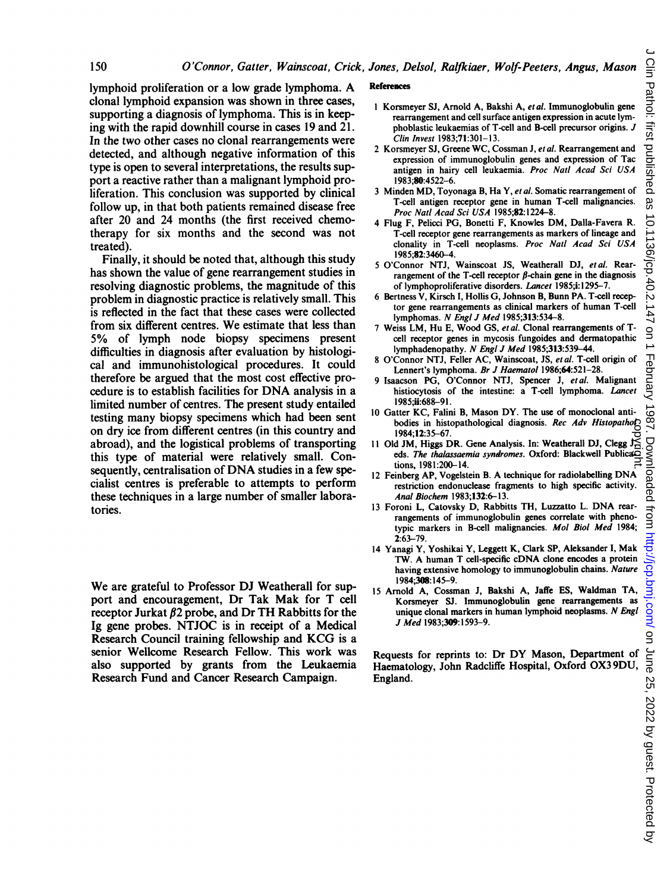lymphoid proliferation or a low grade lymphoma. A clonal lymphoid expansion was shown in three cases, supporting a diagnosis of lymphoma. This is in keeping with the rapid downhill course in cases 19 and 21. In the two other cases no clonal rearrangements were detected, and although negative information of this type is open to several interpretations, the results support a reactive rather than a malignant lymphoid proliferation. This conclusion was supported by clinical follow up, in that both patients remained disease free after 20 and 24 months (the first received chemotherapy for six months and the second was not treated).

Finally, it should be noted that, although this study has shown the value of gene rearrangement studies in resolving diagnostic problems, the magnitude of this problem in diagnostic practice is relatively small. This is reflected in the fact that these cases were collected from six different centres. We estimate that less than 5% of lymph node biopsy specimens present difficulties in diagnosis after evaluation by histological and immunohistological procedures. It could therefore be argued that the most cost effective procedure is to establish facilities for DNA analysis in a limited number of centres. The present study entailed testing many biopsy specimens which had been sent on dry ice from different centres (in this country and abroad), and the logistical problems of transporting this type of material were relatively small. Consequently, centralisation of DNA studies in a few specialist centres is preferable to attempts to perform these techniques in a large number of smaller laboratories.

We are grateful to Professor DJ Weatherall for support and encouragement, Dr Tak Mak for T cell receptor Jurkat $\beta 2$ probe, and Dr TH Rabbitts for the Ig gene probes. NTJOC is in receipt of a Medical Research Council training fellowship and KCG is a senior Wellcome Research Fellow. This work was also supported by grants from the Leukaemia Research Fund and Cancer Research Campaign.

## References

1. Korsmeyer SJ, Arnold A, Bakshi A, *et al.* Immunoglobulin gene rearrangement and cell surface antigen expression in acute lymphoblastic leukaemias of T-cell and B-cell precursor origins. *J Clin Invest* 1983;**71**:301–13.
2. Korsmeyer SJ, Greene WC, Cossman J, *et al.* Rearrangement and expression of immunoglobulin genes and expression of Tac antigen in hairy cell leukaemia. *Proc Natl Acad Sci USA* 1983;**80**:4522–6.
3. Minden MD, Toyonaga B, Ha Y, *et al.* Somatic rearrangement of T-cell antigen receptor gene in human T-cell malignancies. *Proc Natl Acad Sci USA* 1985;**82**:1224–8.
4. Flug F, Pelicci PG, Bonetti F, Knowles DM, Dalla-Favera R. T-cell receptor gene rearrangements as markers of lineage and clonality in T-cell neoplasms. *Proc Natl Acad Sci USA* 1985;**82**:3460–4.
5. O'Connor NTJ, Wainscoat JS, Weatherall DJ, *et al.* Rearrangement of the T-cell receptor β-chain gene in the diagnosis of lymphoproliferative disorders. *Lancet* 1985;**i**:1295–7.
6. Bertness V, Kirsch I, Hollis G, Johnson B, Bunn PA. T-cell receptor gene rearrangements as clinical markers of human T-cell lymphomas. *N Engl J Med* 1985;**313**:534–8.
7. Weiss LM, Hu E, Wood GS, *et al.* Clonal rearrangements of T-cell receptor genes in mycosis fungoides and dermatopathic lymphadenopathy. *N Engl J Med* 1985;**313**:539–44.
8. O'Connor NTJ, Feller AC, Wainscoat, JS, *et al.* T-cell origin of Lennert's lymphoma. *Br J Haematol* 1986;**64**:521–28.
9. Isaacson PG, O'Connor NTJ, Spencer J, *et al.* Malignant histiocytosis of the intestine: a T-cell lymphoma. *Lancet* 1985;**ii**:688–91.
10. Gatter KC, Falini B, Mason DY. The use of monoclonal antibodies in histopathological diagnosis. *Rec Adv Histopathol* 1984;**12**:35–67.
11. Old JM, Higgs DR. Gene Analysis. In: Weatherall DJ, Clegg JB, eds. *The thalassaemia syndromes.* Oxford: Blackwell Publications, 1981:200–14.
12. Feinberg AP, Vogelstein B. A technique for radiolabelling DNA restriction endonuclease fragments to high specific activity. *Anal Biochem* 1983;**132**:6–13.
13. Foroni L, Catovsky D, Rabbitts TH, Luzzatto L. DNA rearrangements of immunoglobulin genes correlate with phenotypic markers in B-cell malignancies. *Mol Biol Med* 1984; **2**:63–79.
14. Yanagi Y, Yoshikai Y, Leggett K, Clark SP, Aleksander I, Mak TW. A human T cell-specific cDNA clone encodes a protein having extensive homology to immunoglobulin chains. *Nature* 1984;**308**:145–9.
15. Arnold A, Cossman J, Bakshi A, Jaffe ES, Waldman TA, Korsmeyer SJ. Immunoglobulin gene rearrangements as unique clonal markers in human lymphoid neoplasms. *N Engl J Med* 1983;**309**:1593–9.

Requests for reprints to: Dr DY Mason, Department of Haematology, John Radcliffe Hospital, Oxford OX3 9DU, England.